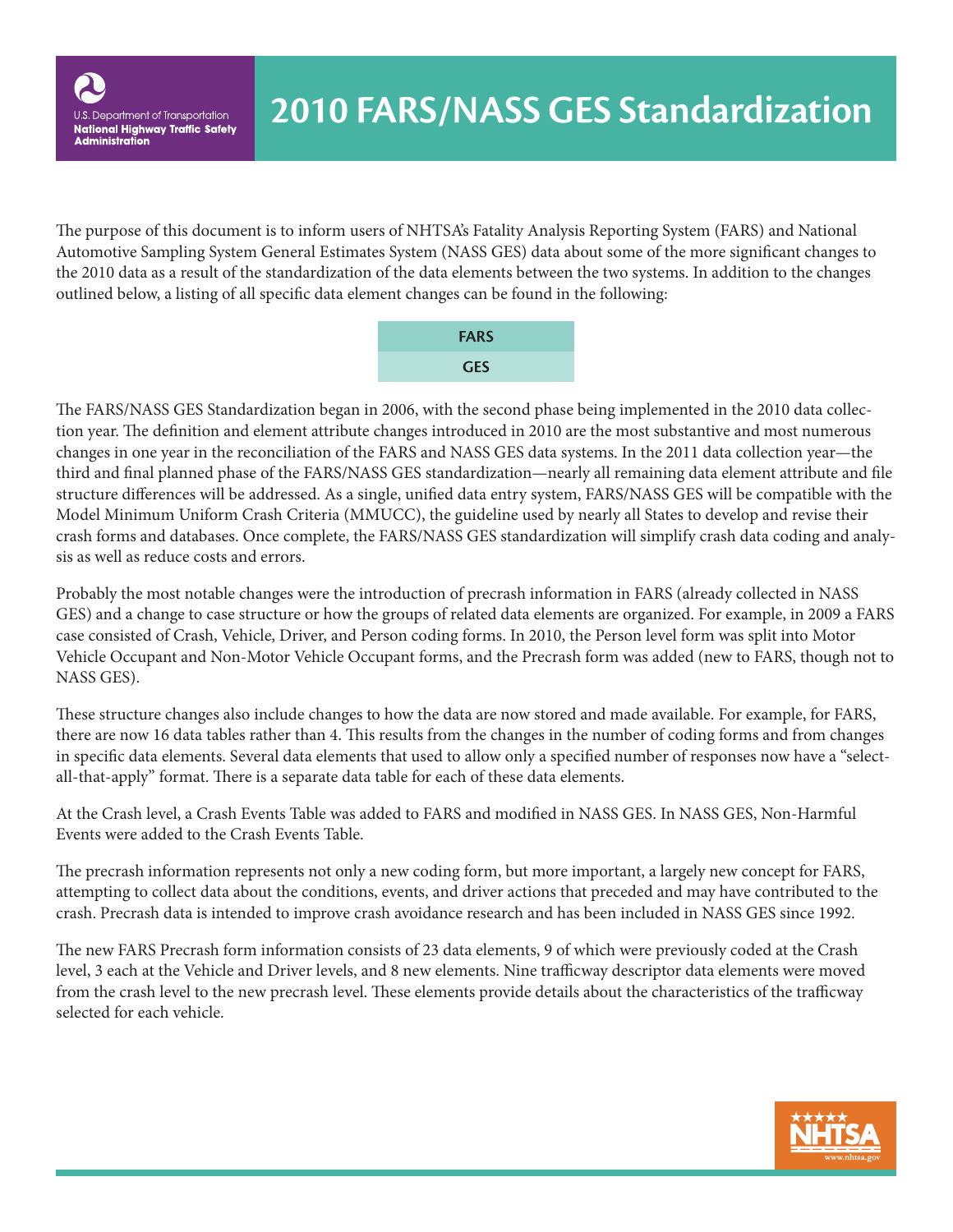# 2010 FARS/NASS GES Standardization

The purpose of this document is to inform users of NHTSA's Fatality Analysis Reporting System (FARS) and National Automotive Sampling System General Estimates System (NASS GES) data about some of the more significant changes to the 2010 data as a result of the standardization of the data elements between the two systems. In addition to the changes outlined below, a listing of all specific data element changes can be found in the following:

| FARS |
|---|
| GES |

The FARS/NASS GES Standardization began in 2006, with the second phase being implemented in the 2010 data collection year. The definition and element attribute changes introduced in 2010 are the most substantive and most numerous changes in one year in the reconciliation of the FARS and NASS GES data systems. In the 2011 data collection year—the third and final planned phase of the FARS/NASS GES standardization—nearly all remaining data element attribute and file structure differences will be addressed. As a single, unified data entry system, FARS/NASS GES will be compatible with the Model Minimum Uniform Crash Criteria (MMUCC), the guideline used by nearly all States to develop and revise their crash forms and databases. Once complete, the FARS/NASS GES standardization will simplify crash data coding and analysis as well as reduce costs and errors.

Probably the most notable changes were the introduction of precrash information in FARS (already collected in NASS GES) and a change to case structure or how the groups of related data elements are organized. For example, in 2009 a FARS case consisted of Crash, Vehicle, Driver, and Person coding forms. In 2010, the Person level form was split into Motor Vehicle Occupant and Non-Motor Vehicle Occupant forms, and the Precrash form was added (new to FARS, though not to NASS GES).

These structure changes also include changes to how the data are now stored and made available. For example, for FARS, there are now 16 data tables rather than 4. This results from the changes in the number of coding forms and from changes in specific data elements. Several data elements that used to allow only a specified number of responses now have a "select-all-that-apply" format. There is a separate data table for each of these data elements.

At the Crash level, a Crash Events Table was added to FARS and modified in NASS GES. In NASS GES, Non-Harmful Events were added to the Crash Events Table.

The precrash information represents not only a new coding form, but more important, a largely new concept for FARS, attempting to collect data about the conditions, events, and driver actions that preceded and may have contributed to the crash. Precrash data is intended to improve crash avoidance research and has been included in NASS GES since 1992.

The new FARS Precrash form information consists of 23 data elements, 9 of which were previously coded at the Crash level, 3 each at the Vehicle and Driver levels, and 8 new elements. Nine trafficway descriptor data elements were moved from the crash level to the new precrash level. These elements provide details about the characteristics of the trafficway selected for each vehicle.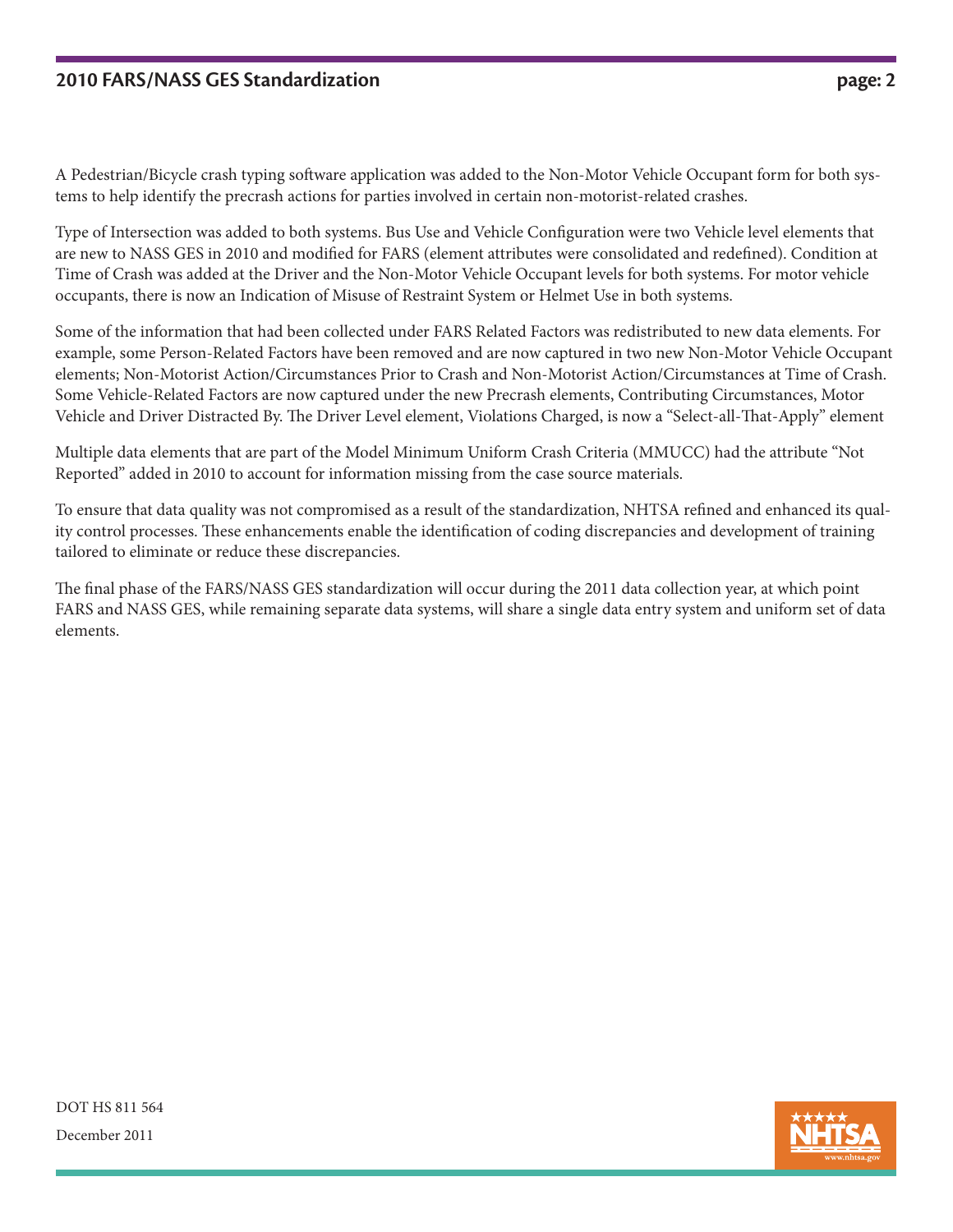A Pedestrian/Bicycle crash typing software application was added to the Non-Motor Vehicle Occupant form for both systems to help identify the precrash actions for parties involved in certain non-motorist-related crashes.

Type of Intersection was added to both systems. Bus Use and Vehicle Configuration were two Vehicle level elements that are new to NASS GES in 2010 and modified for FARS (element attributes were consolidated and redefined). Condition at Time of Crash was added at the Driver and the Non-Motor Vehicle Occupant levels for both systems. For motor vehicle occupants, there is now an Indication of Misuse of Restraint System or Helmet Use in both systems.

Some of the information that had been collected under FARS Related Factors was redistributed to new data elements. For example, some Person-Related Factors have been removed and are now captured in two new Non-Motor Vehicle Occupant elements; Non-Motorist Action/Circumstances Prior to Crash and Non-Motorist Action/Circumstances at Time of Crash. Some Vehicle-Related Factors are now captured under the new Precrash elements, Contributing Circumstances, Motor Vehicle and Driver Distracted By. The Driver Level element, Violations Charged, is now a "Select-all-That-Apply" element

Multiple data elements that are part of the Model Minimum Uniform Crash Criteria (MMUCC) had the attribute "Not Reported" added in 2010 to account for information missing from the case source materials.

To ensure that data quality was not compromised as a result of the standardization, NHTSA refined and enhanced its quality control processes. These enhancements enable the identification of coding discrepancies and development of training tailored to eliminate or reduce these discrepancies.

The final phase of the FARS/NASS GES standardization will occur during the 2011 data collection year, at which point FARS and NASS GES, while remaining separate data systems, will share a single data entry system and uniform set of data elements.

DOT HS 811 564

December 2011